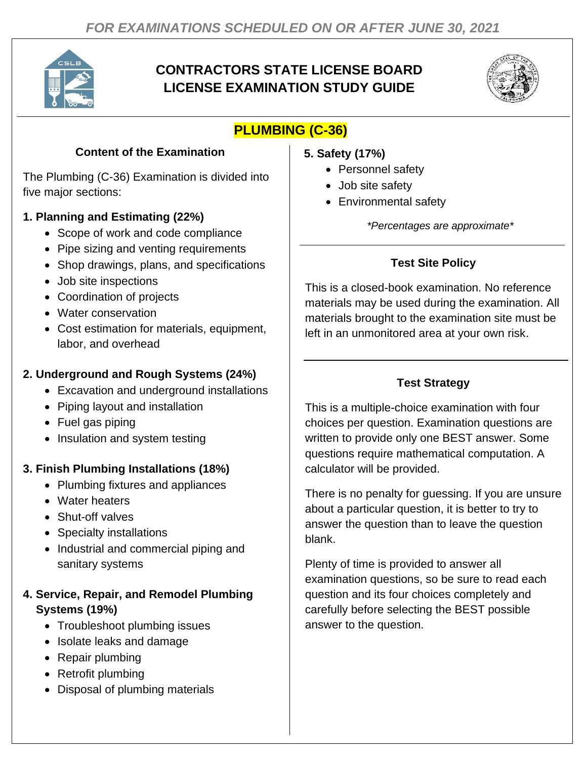*FOR EXAMINATIONS SCHEDULED ON OR AFTER JUNE 30, 2021*

# CONTRACTORS STATE LICENSE BOARD LICENSE EXAMINATION STUDY GUIDE

## PLUMBING (C-36)

### Content of the Examination

The Plumbing (C-36) Examination is divided into five major sections:

**1. Planning and Estimating (22%)**

- Scope of work and code compliance
- Pipe sizing and venting requirements
- Shop drawings, plans, and specifications
- Job site inspections
- Coordination of projects
- Water conservation
- Cost estimation for materials, equipment, labor, and overhead

**2. Underground and Rough Systems (24%)**

- Excavation and underground installations
- Piping layout and installation
- Fuel gas piping
- Insulation and system testing

**3. Finish Plumbing Installations (18%)**

- Plumbing fixtures and appliances
- Water heaters
- Shut-off valves
- Specialty installations
- Industrial and commercial piping and sanitary systems

**4. Service, Repair, and Remodel Plumbing Systems (19%)**

- Troubleshoot plumbing issues
- Isolate leaks and damage
- Repair plumbing
- Retrofit plumbing
- Disposal of plumbing materials

**5. Safety (17%)**

- Personnel safety
- Job site safety
- Environmental safety

*\*Percentages are approximate\**

### Test Site Policy

This is a closed-book examination. No reference materials may be used during the examination. All materials brought to the examination site must be left in an unmonitored area at your own risk.

### Test Strategy

This is a multiple-choice examination with four choices per question. Examination questions are written to provide only one BEST answer. Some questions require mathematical computation. A calculator will be provided.

There is no penalty for guessing. If you are unsure about a particular question, it is better to try to answer the question than to leave the question blank.

Plenty of time is provided to answer all examination questions, so be sure to read each question and its four choices completely and carefully before selecting the BEST possible answer to the question.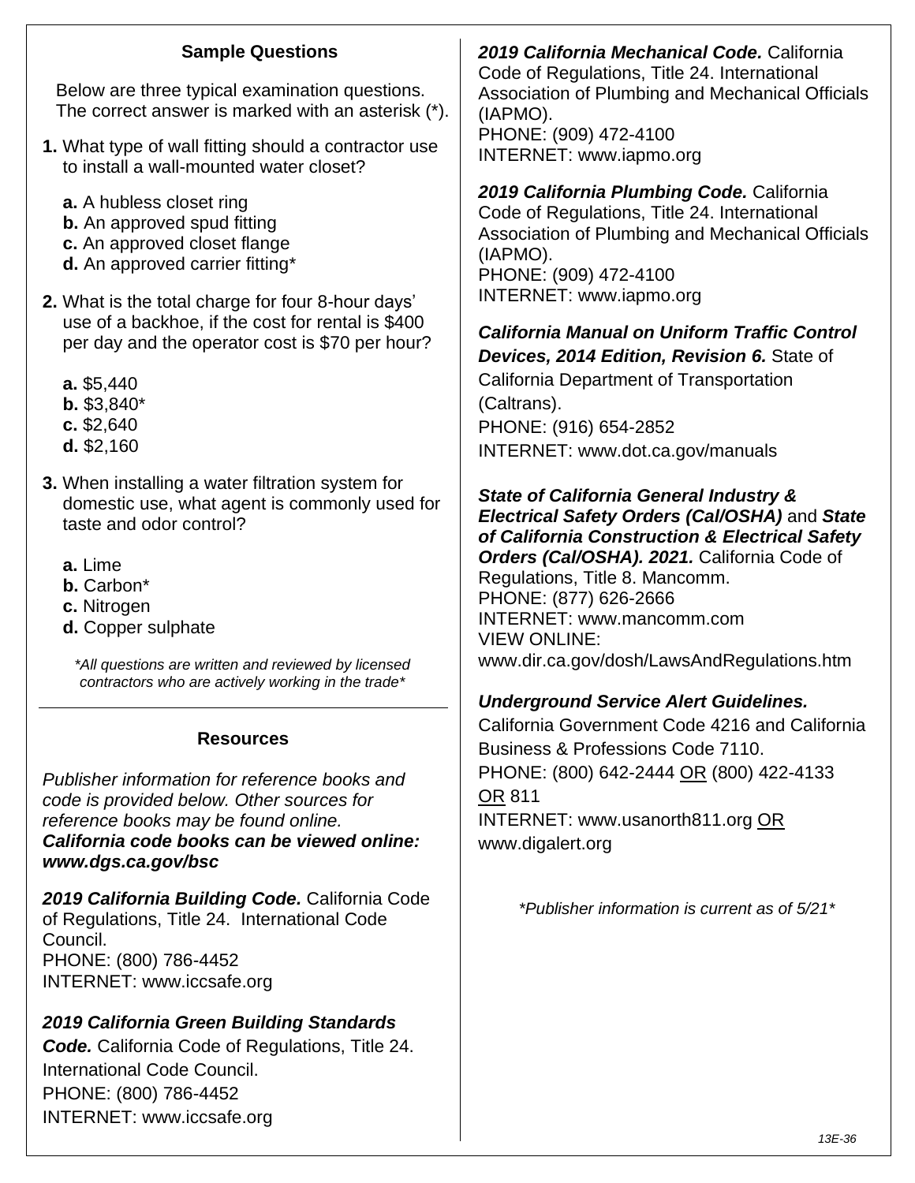## Sample Questions

Below are three typical examination questions. The correct answer is marked with an asterisk (*).

**1.** What type of wall fitting should a contractor use to install a wall-mounted water closet?

- **a.** A hubless closet ring
- **b.** An approved spud fitting
- **c.** An approved closet flange
- **d.** An approved carrier fitting*

**2.** What is the total charge for four 8-hour days' use of a backhoe, if the cost for rental is $400 per day and the operator cost is $70 per hour?

- **a.** $5,440
- **b.** $3,840*
- **c.** $2,640
- **d.** $2,160

**3.** When installing a water filtration system for domestic use, what agent is commonly used for taste and odor control?

- **a.** Lime
- **b.** Carbon*
- **c.** Nitrogen
- **d.** Copper sulphate

*\*All questions are written and reviewed by licensed contractors who are actively working in the trade\**

---

## Resources

*Publisher information for reference books and code is provided below. Other sources for reference books may be found online.*
***California code books can be viewed online: www.dgs.ca.gov/bsc***

***2019 California Building Code.*** California Code of Regulations, Title 24. International Code Council.
PHONE: (800) 786-4452
INTERNET: www.iccsafe.org

***2019 California Green Building Standards Code.*** California Code of Regulations, Title 24. International Code Council.
PHONE: (800) 786-4452
INTERNET: www.iccsafe.org

***2019 California Mechanical Code.*** California Code of Regulations, Title 24. International Association of Plumbing and Mechanical Officials (IAPMO).
PHONE: (909) 472-4100
INTERNET: www.iapmo.org

***2019 California Plumbing Code.*** California Code of Regulations, Title 24. International Association of Plumbing and Mechanical Officials (IAPMO).
PHONE: (909) 472-4100
INTERNET: www.iapmo.org

***California Manual on Uniform Traffic Control Devices, 2014 Edition, Revision 6.*** State of California Department of Transportation (Caltrans).
PHONE: (916) 654-2852
INTERNET: www.dot.ca.gov/manuals

***State of California General Industry & Electrical Safety Orders (Cal/OSHA)*** and ***State of California Construction & Electrical Safety Orders (Cal/OSHA). 2021.*** California Code of Regulations, Title 8. Mancomm.
PHONE: (877) 626-2666
INTERNET: www.mancomm.com
VIEW ONLINE:
www.dir.ca.gov/dosh/LawsAndRegulations.htm

***Underground Service Alert Guidelines.*** California Government Code 4216 and California Business & Professions Code 7110.
PHONE: (800) 642-2444 OR (800) 422-4133 OR 811
INTERNET: www.usanorth811.org OR www.digalert.org

*\*Publisher information is current as of 5/21\**

13E-36